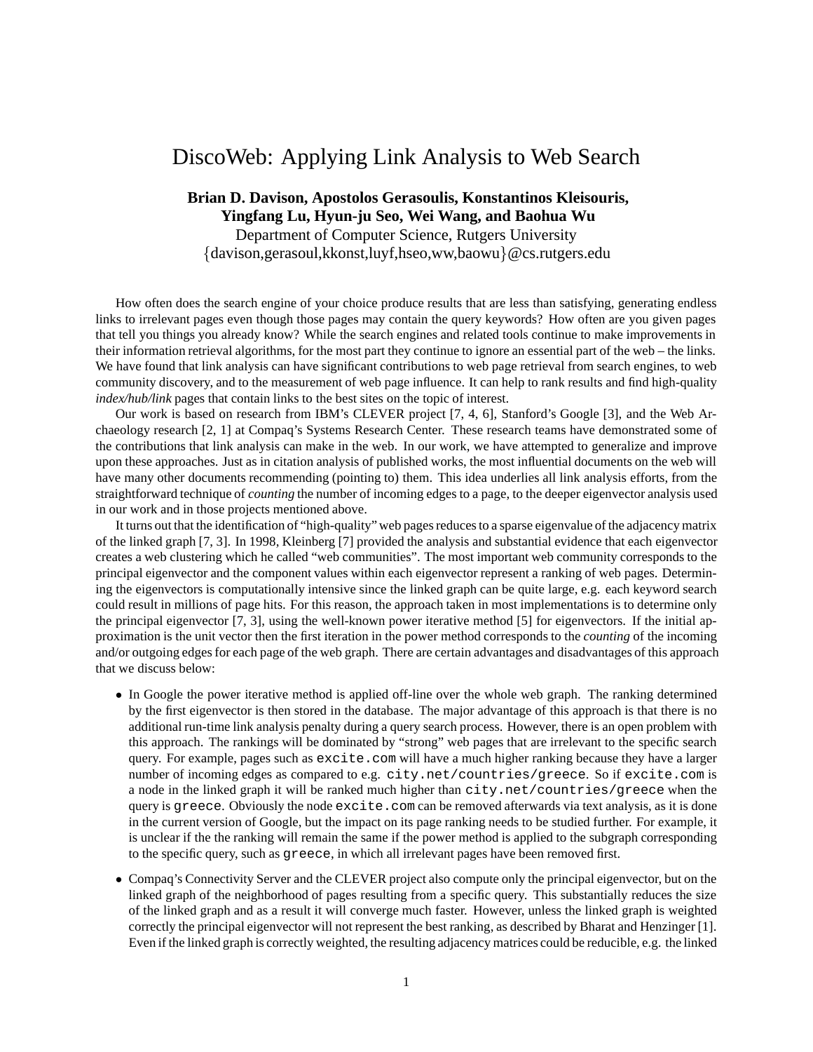# DiscoWeb: Applying Link Analysis to Web Search

**Brian D. Davison, Apostolos Gerasoulis, Konstantinos Kleisouris, Yingfang Lu, Hyun-ju Seo, Wei Wang, and Baohua Wu**
Department of Computer Science, Rutgers University
{davison,gerasoul,kkonst,luyf,hseo,ww,baowu}@cs.rutgers.edu

How often does the search engine of your choice produce results that are less than satisfying, generating endless links to irrelevant pages even though those pages may contain the query keywords? How often are you given pages that tell you things you already know? While the search engines and related tools continue to make improvements in their information retrieval algorithms, for the most part they continue to ignore an essential part of the web – the links. We have found that link analysis can have significant contributions to web page retrieval from search engines, to web community discovery, and to the measurement of web page influence. It can help to rank results and find high-quality *index/hub/link* pages that contain links to the best sites on the topic of interest.

Our work is based on research from IBM's CLEVER project [7, 4, 6], Stanford's Google [3], and the Web Archaeology research [2, 1] at Compaq's Systems Research Center. These research teams have demonstrated some of the contributions that link analysis can make in the web. In our work, we have attempted to generalize and improve upon these approaches. Just as in citation analysis of published works, the most influential documents on the web will have many other documents recommending (pointing to) them. This idea underlies all link analysis efforts, from the straightforward technique of *counting* the number of incoming edges to a page, to the deeper eigenvector analysis used in our work and in those projects mentioned above.

It turns out that the identification of "high-quality" web pages reduces to a sparse eigenvalue of the adjacency matrix of the linked graph [7, 3]. In 1998, Kleinberg [7] provided the analysis and substantial evidence that each eigenvector creates a web clustering which he called "web communities". The most important web community corresponds to the principal eigenvector and the component values within each eigenvector represent a ranking of web pages. Determining the eigenvectors is computationally intensive since the linked graph can be quite large, e.g. each keyword search could result in millions of page hits. For this reason, the approach taken in most implementations is to determine only the principal eigenvector [7, 3], using the well-known power iterative method [5] for eigenvectors. If the initial approximation is the unit vector then the first iteration in the power method corresponds to the *counting* of the incoming and/or outgoing edges for each page of the web graph. There are certain advantages and disadvantages of this approach that we discuss below:

- In Google the power iterative method is applied off-line over the whole web graph. The ranking determined by the first eigenvector is then stored in the database. The major advantage of this approach is that there is no additional run-time link analysis penalty during a query search process. However, there is an open problem with this approach. The rankings will be dominated by "strong" web pages that are irrelevant to the specific search query. For example, pages such as `excite.com` will have a much higher ranking because they have a larger number of incoming edges as compared to e.g. `city.net/countries/greece`. So if `excite.com` is a node in the linked graph it will be ranked much higher than `city.net/countries/greece` when the query is `greece`. Obviously the node `excite.com` can be removed afterwards via text analysis, as it is done in the current version of Google, but the impact on its page ranking needs to be studied further. For example, it is unclear if the the ranking will remain the same if the power method is applied to the subgraph corresponding to the specific query, such as `greece`, in which all irrelevant pages have been removed first.

- Compaq's Connectivity Server and the CLEVER project also compute only the principal eigenvector, but on the linked graph of the neighborhood of pages resulting from a specific query. This substantially reduces the size of the linked graph and as a result it will converge much faster. However, unless the linked graph is weighted correctly the principal eigenvector will not represent the best ranking, as described by Bharat and Henzinger [1]. Even if the linked graph is correctly weighted, the resulting adjacency matrices could be reducible, e.g. the linked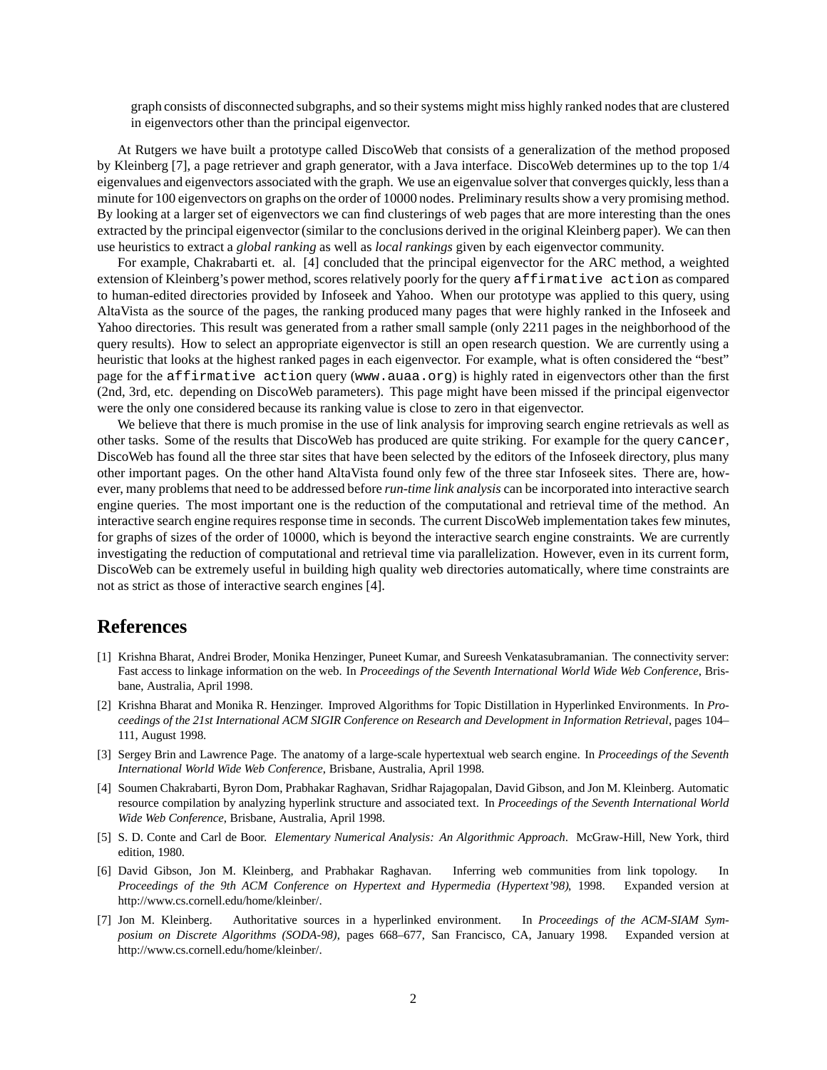graph consists of disconnected subgraphs, and so their systems might miss highly ranked nodes that are clustered in eigenvectors other than the principal eigenvector.

At Rutgers we have built a prototype called DiscoWeb that consists of a generalization of the method proposed by Kleinberg [7], a page retriever and graph generator, with a Java interface. DiscoWeb determines up to the top 1/4 eigenvalues and eigenvectors associated with the graph. We use an eigenvalue solver that converges quickly, less than a minute for 100 eigenvectors on graphs on the order of 10000 nodes. Preliminary results show a very promising method. By looking at a larger set of eigenvectors we can find clusterings of web pages that are more interesting than the ones extracted by the principal eigenvector (similar to the conclusions derived in the original Kleinberg paper). We can then use heuristics to extract a *global ranking* as well as *local rankings* given by each eigenvector community.

For example, Chakrabarti et. al. [4] concluded that the principal eigenvector for the ARC method, a weighted extension of Kleinberg's power method, scores relatively poorly for the query `affirmative action` as compared to human-edited directories provided by Infoseek and Yahoo. When our prototype was applied to this query, using AltaVista as the source of the pages, the ranking produced many pages that were highly ranked in the Infoseek and Yahoo directories. This result was generated from a rather small sample (only 2211 pages in the neighborhood of the query results). How to select an appropriate eigenvector is still an open research question. We are currently using a heuristic that looks at the highest ranked pages in each eigenvector. For example, what is often considered the "best" page for the `affirmative action` query (`www.auaa.org`) is highly rated in eigenvectors other than the first (2nd, 3rd, etc. depending on DiscoWeb parameters). This page might have been missed if the principal eigenvector were the only one considered because its ranking value is close to zero in that eigenvector.

We believe that there is much promise in the use of link analysis for improving search engine retrievals as well as other tasks. Some of the results that DiscoWeb has produced are quite striking. For example for the query `cancer`, DiscoWeb has found all the three star sites that have been selected by the editors of the Infoseek directory, plus many other important pages. On the other hand AltaVista found only few of the three star Infoseek sites. There are, however, many problems that need to be addressed before *run-time link analysis* can be incorporated into interactive search engine queries. The most important one is the reduction of the computational and retrieval time of the method. An interactive search engine requires response time in seconds. The current DiscoWeb implementation takes few minutes, for graphs of sizes of the order of 10000, which is beyond the interactive search engine constraints. We are currently investigating the reduction of computational and retrieval time via parallelization. However, even in its current form, DiscoWeb can be extremely useful in building high quality web directories automatically, where time constraints are not as strict as those of interactive search engines [4].

## References

[1] Krishna Bharat, Andrei Broder, Monika Henzinger, Puneet Kumar, and Sureesh Venkatasubramanian. The connectivity server: Fast access to linkage information on the web. In *Proceedings of the Seventh International World Wide Web Conference*, Brisbane, Australia, April 1998.

[2] Krishna Bharat and Monika R. Henzinger. Improved Algorithms for Topic Distillation in Hyperlinked Environments. In *Proceedings of the 21st International ACM SIGIR Conference on Research and Development in Information Retrieval*, pages 104–111, August 1998.

[3] Sergey Brin and Lawrence Page. The anatomy of a large-scale hypertextual web search engine. In *Proceedings of the Seventh International World Wide Web Conference*, Brisbane, Australia, April 1998.

[4] Soumen Chakrabarti, Byron Dom, Prabhakar Raghavan, Sridhar Rajagopalan, David Gibson, and Jon M. Kleinberg. Automatic resource compilation by analyzing hyperlink structure and associated text. In *Proceedings of the Seventh International World Wide Web Conference*, Brisbane, Australia, April 1998.

[5] S. D. Conte and Carl de Boor. *Elementary Numerical Analysis: An Algorithmic Approach*. McGraw-Hill, New York, third edition, 1980.

[6] David Gibson, Jon M. Kleinberg, and Prabhakar Raghavan. Inferring web communities from link topology. In *Proceedings of the 9th ACM Conference on Hypertext and Hypermedia (Hypertext'98)*, 1998. Expanded version at http://www.cs.cornell.edu/home/kleinber/.

[7] Jon M. Kleinberg. Authoritative sources in a hyperlinked environment. In *Proceedings of the ACM-SIAM Symposium on Discrete Algorithms (SODA-98)*, pages 668–677, San Francisco, CA, January 1998. Expanded version at http://www.cs.cornell.edu/home/kleinber/.